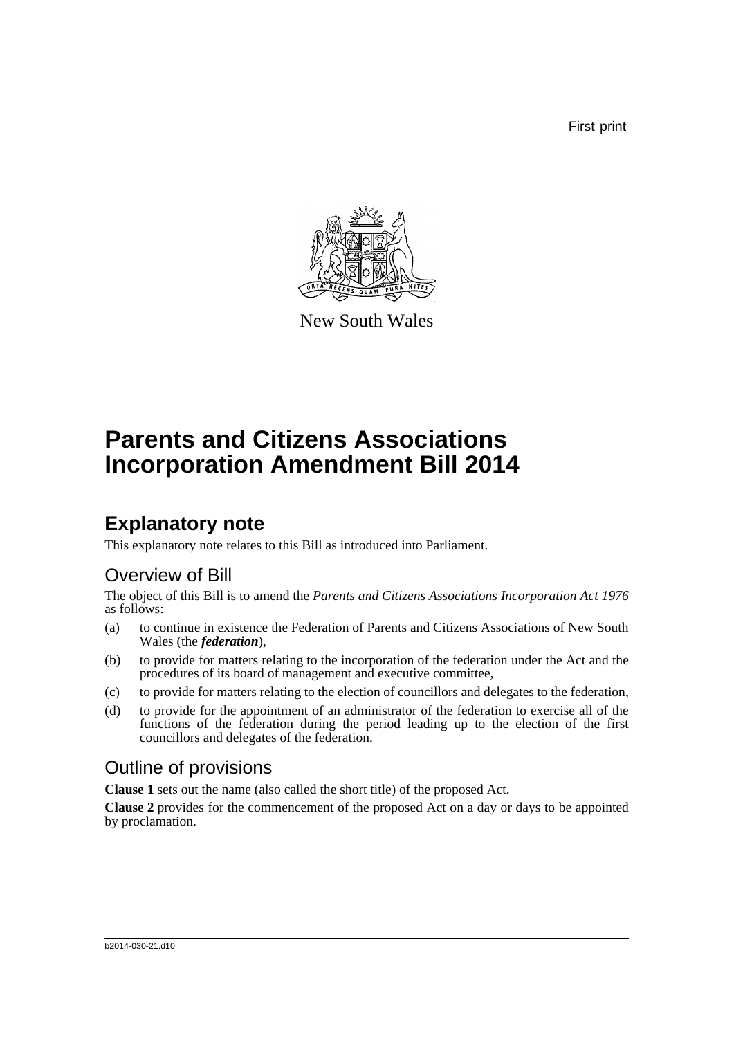First print

New South Wales

# Parents and Citizens Associations Incorporation Amendment Bill 2014

## Explanatory note

This explanatory note relates to this Bill as introduced into Parliament.

### Overview of Bill

The object of this Bill is to amend the *Parents and Citizens Associations Incorporation Act 1976* as follows:

(a) to continue in existence the Federation of Parents and Citizens Associations of New South Wales (the ***federation***),

(b) to provide for matters relating to the incorporation of the federation under the Act and the procedures of its board of management and executive committee,

(c) to provide for matters relating to the election of councillors and delegates to the federation,

(d) to provide for the appointment of an administrator of the federation to exercise all of the functions of the federation during the period leading up to the election of the first councillors and delegates of the federation.

### Outline of provisions

**Clause 1** sets out the name (also called the short title) of the proposed Act.

**Clause 2** provides for the commencement of the proposed Act on a day or days to be appointed by proclamation.

b2014-030-21.d10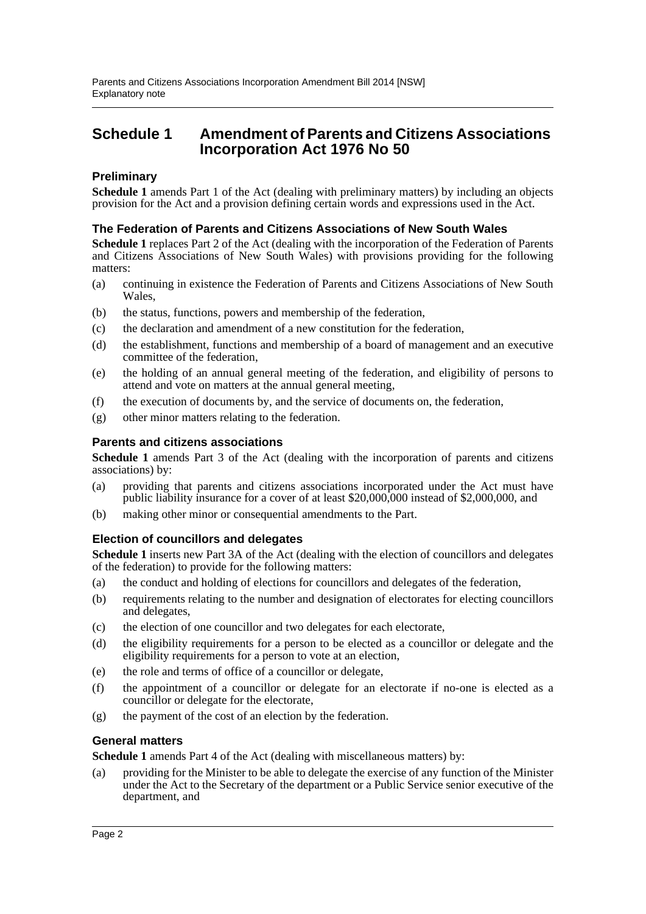## Schedule 1 Amendment of Parents and Citizens Associations Incorporation Act 1976 No 50

### Preliminary

**Schedule 1** amends Part 1 of the Act (dealing with preliminary matters) by including an objects provision for the Act and a provision defining certain words and expressions used in the Act.

### The Federation of Parents and Citizens Associations of New South Wales

**Schedule 1** replaces Part 2 of the Act (dealing with the incorporation of the Federation of Parents and Citizens Associations of New South Wales) with provisions providing for the following matters:

(a) continuing in existence the Federation of Parents and Citizens Associations of New South Wales,

(b) the status, functions, powers and membership of the federation,

(c) the declaration and amendment of a new constitution for the federation,

(d) the establishment, functions and membership of a board of management and an executive committee of the federation,

(e) the holding of an annual general meeting of the federation, and eligibility of persons to attend and vote on matters at the annual general meeting,

(f) the execution of documents by, and the service of documents on, the federation,

(g) other minor matters relating to the federation.

### Parents and citizens associations

**Schedule 1** amends Part 3 of the Act (dealing with the incorporation of parents and citizens associations) by:

(a) providing that parents and citizens associations incorporated under the Act must have public liability insurance for a cover of at least $20,000,000 instead of $2,000,000, and

(b) making other minor or consequential amendments to the Part.

### Election of councillors and delegates

**Schedule 1** inserts new Part 3A of the Act (dealing with the election of councillors and delegates of the federation) to provide for the following matters:

(a) the conduct and holding of elections for councillors and delegates of the federation,

(b) requirements relating to the number and designation of electorates for electing councillors and delegates,

(c) the election of one councillor and two delegates for each electorate,

(d) the eligibility requirements for a person to be elected as a councillor or delegate and the eligibility requirements for a person to vote at an election,

(e) the role and terms of office of a councillor or delegate,

(f) the appointment of a councillor or delegate for an electorate if no-one is elected as a councillor or delegate for the electorate,

(g) the payment of the cost of an election by the federation.

### General matters

**Schedule 1** amends Part 4 of the Act (dealing with miscellaneous matters) by:

(a) providing for the Minister to be able to delegate the exercise of any function of the Minister under the Act to the Secretary of the department or a Public Service senior executive of the department, and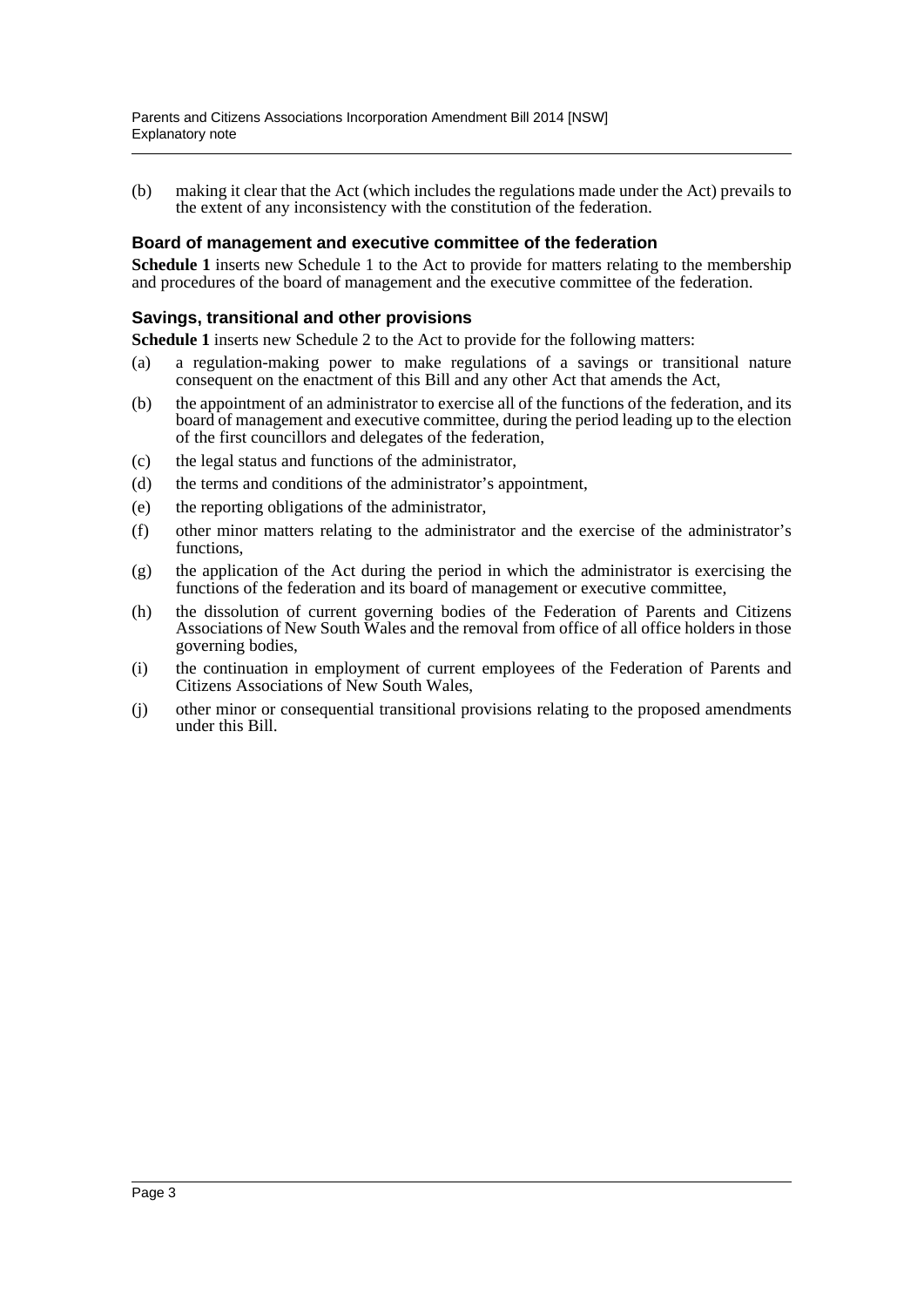(b) making it clear that the Act (which includes the regulations made under the Act) prevails to the extent of any inconsistency with the constitution of the federation.

### Board of management and executive committee of the federation

**Schedule 1** inserts new Schedule 1 to the Act to provide for matters relating to the membership and procedures of the board of management and the executive committee of the federation.

### Savings, transitional and other provisions

**Schedule 1** inserts new Schedule 2 to the Act to provide for the following matters:

(a) a regulation-making power to make regulations of a savings or transitional nature consequent on the enactment of this Bill and any other Act that amends the Act,

(b) the appointment of an administrator to exercise all of the functions of the federation, and its board of management and executive committee, during the period leading up to the election of the first councillors and delegates of the federation,

(c) the legal status and functions of the administrator,

(d) the terms and conditions of the administrator's appointment,

(e) the reporting obligations of the administrator,

(f) other minor matters relating to the administrator and the exercise of the administrator's functions,

(g) the application of the Act during the period in which the administrator is exercising the functions of the federation and its board of management or executive committee,

(h) the dissolution of current governing bodies of the Federation of Parents and Citizens Associations of New South Wales and the removal from office of all office holders in those governing bodies,

(i) the continuation in employment of current employees of the Federation of Parents and Citizens Associations of New South Wales,

(j) other minor or consequential transitional provisions relating to the proposed amendments under this Bill.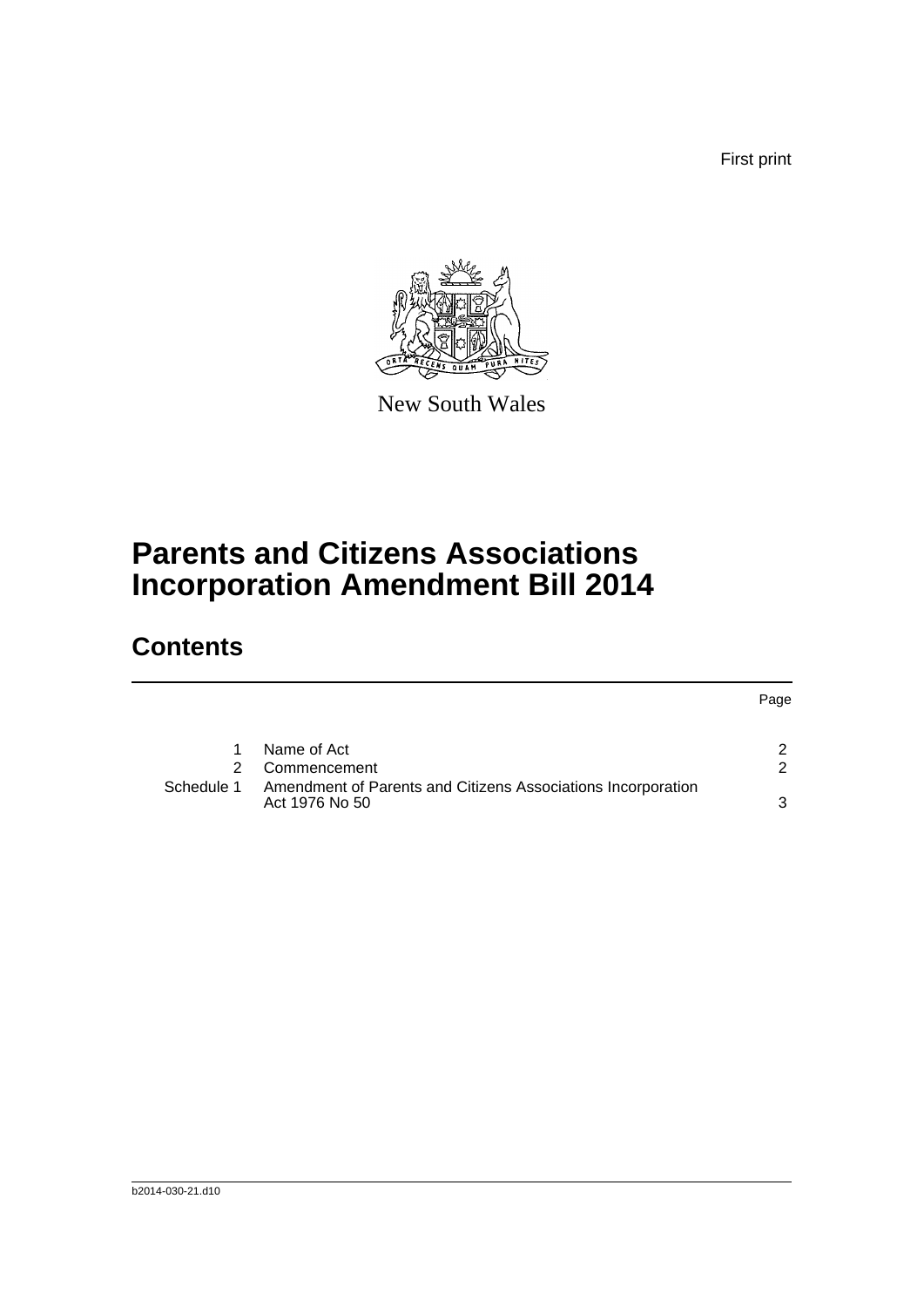First print

New South Wales

# Parents and Citizens Associations Incorporation Amendment Bill 2014

## Contents

| | | Page |
|---|---|---|
| 1 | Name of Act | 2 |
| 2 | Commencement | 2 |
| Schedule 1 | Amendment of Parents and Citizens Associations Incorporation Act 1976 No 50 | 3 |

b2014-030-21.d10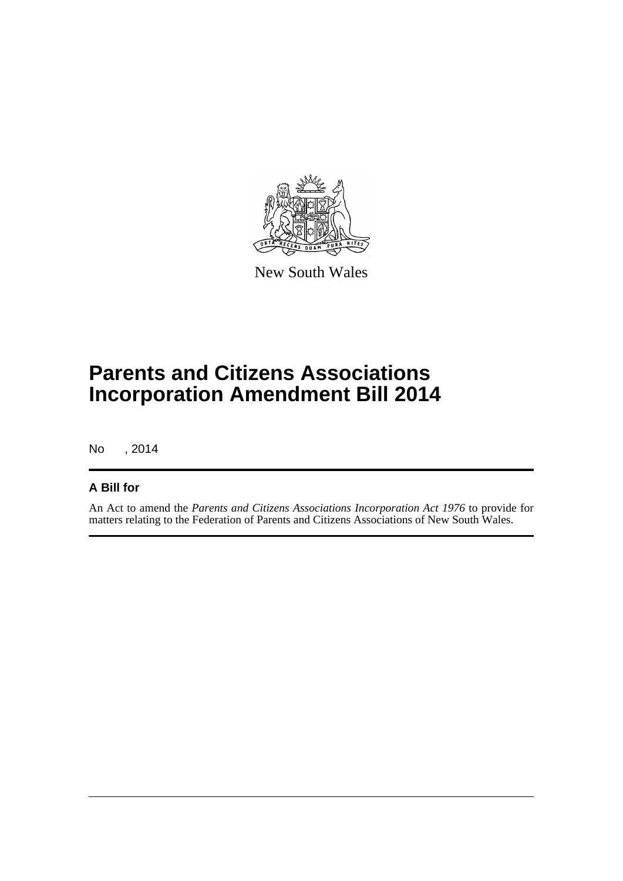New South Wales

# Parents and Citizens Associations Incorporation Amendment Bill 2014

No , 2014

## A Bill for

An Act to amend the *Parents and Citizens Associations Incorporation Act 1976* to provide for matters relating to the Federation of Parents and Citizens Associations of New South Wales.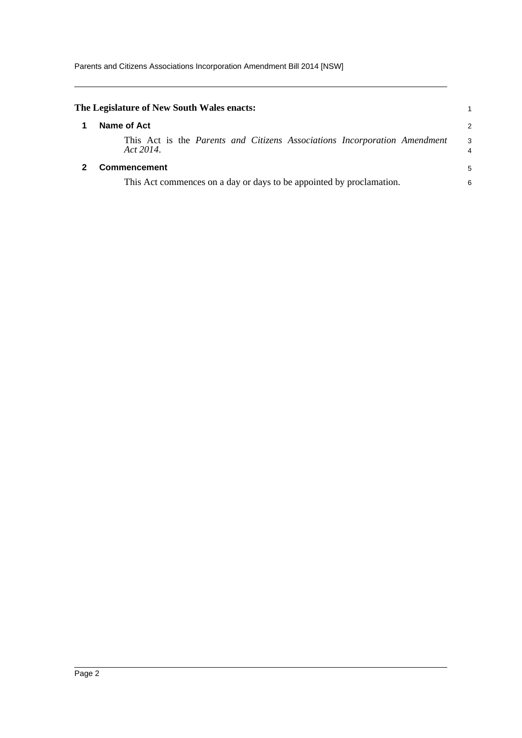**The Legislature of New South Wales enacts:**

## 1 Name of Act

This Act is the *Parents and Citizens Associations Incorporation Amendment Act 2014*.

## 2 Commencement

This Act commences on a day or days to be appointed by proclamation.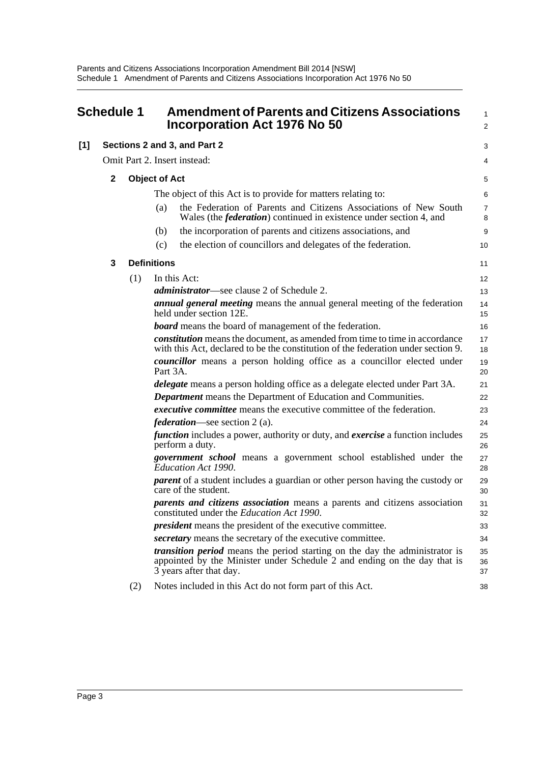# Schedule 1 Amendment of Parents and Citizens Associations Incorporation Act 1976 No 50

**[1] Sections 2 and 3, and Part 2**

Omit Part 2. Insert instead:

### 2 Object of Act

The object of this Act is to provide for matters relating to:

(a) the Federation of Parents and Citizens Associations of New South Wales (the ***federation***) continued in existence under section 4, and

(b) the incorporation of parents and citizens associations, and

(c) the election of councillors and delegates of the federation.

### 3 Definitions

(1) In this Act:

***administrator***—see clause 2 of Schedule 2.

***annual general meeting*** means the annual general meeting of the federation held under section 12E.

***board*** means the board of management of the federation.

***constitution*** means the document, as amended from time to time in accordance with this Act, declared to be the constitution of the federation under section 9.

***councillor*** means a person holding office as a councillor elected under Part 3A.

***delegate*** means a person holding office as a delegate elected under Part 3A.

***Department*** means the Department of Education and Communities.

***executive committee*** means the executive committee of the federation.

***federation***—see section 2 (a).

***function*** includes a power, authority or duty, and ***exercise*** a function includes perform a duty.

***government school*** means a government school established under the *Education Act 1990*.

***parent*** of a student includes a guardian or other person having the custody or care of the student.

***parents and citizens association*** means a parents and citizens association constituted under the *Education Act 1990*.

***president*** means the president of the executive committee.

***secretary*** means the secretary of the executive committee.

***transition period*** means the period starting on the day the administrator is appointed by the Minister under Schedule 2 and ending on the day that is 3 years after that day.

(2) Notes included in this Act do not form part of this Act.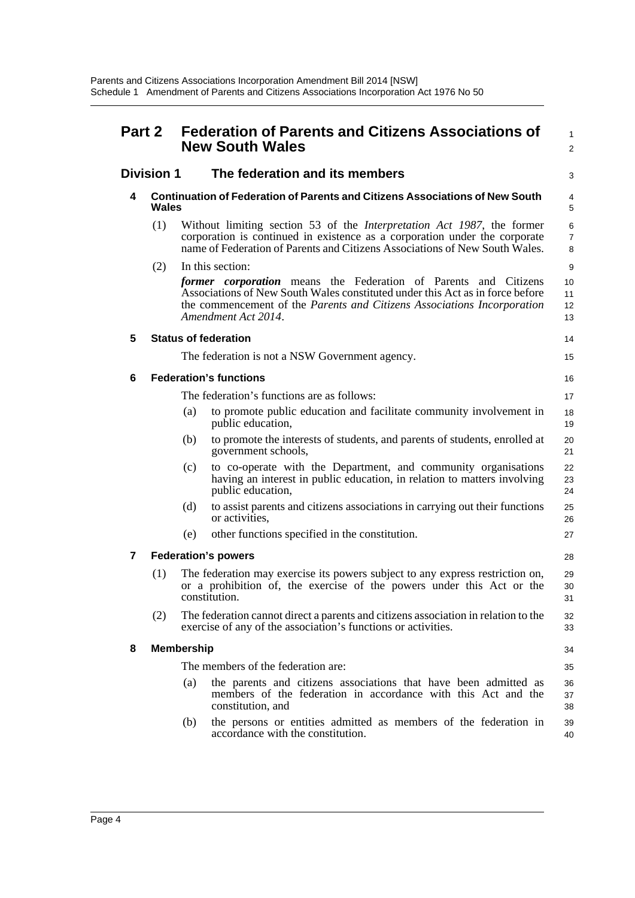## Part 2 Federation of Parents and Citizens Associations of New South Wales

### Division 1 The federation and its members

#### 4 Continuation of Federation of Parents and Citizens Associations of New South Wales

(1) Without limiting section 53 of the *Interpretation Act 1987*, the former corporation is continued in existence as a corporation under the corporate name of Federation of Parents and Citizens Associations of New South Wales.

(2) In this section:

***former corporation*** means the Federation of Parents and Citizens Associations of New South Wales constituted under this Act as in force before the commencement of the *Parents and Citizens Associations Incorporation Amendment Act 2014*.

#### 5 Status of federation

The federation is not a NSW Government agency.

#### 6 Federation's functions

The federation's functions are as follows:

(a) to promote public education and facilitate community involvement in public education,

(b) to promote the interests of students, and parents of students, enrolled at government schools,

(c) to co-operate with the Department, and community organisations having an interest in public education, in relation to matters involving public education,

(d) to assist parents and citizens associations in carrying out their functions or activities,

(e) other functions specified in the constitution.

#### 7 Federation's powers

(1) The federation may exercise its powers subject to any express restriction on, or a prohibition of, the exercise of the powers under this Act or the constitution.

(2) The federation cannot direct a parents and citizens association in relation to the exercise of any of the association's functions or activities.

#### 8 Membership

The members of the federation are:

(a) the parents and citizens associations that have been admitted as members of the federation in accordance with this Act and the constitution, and

(b) the persons or entities admitted as members of the federation in accordance with the constitution.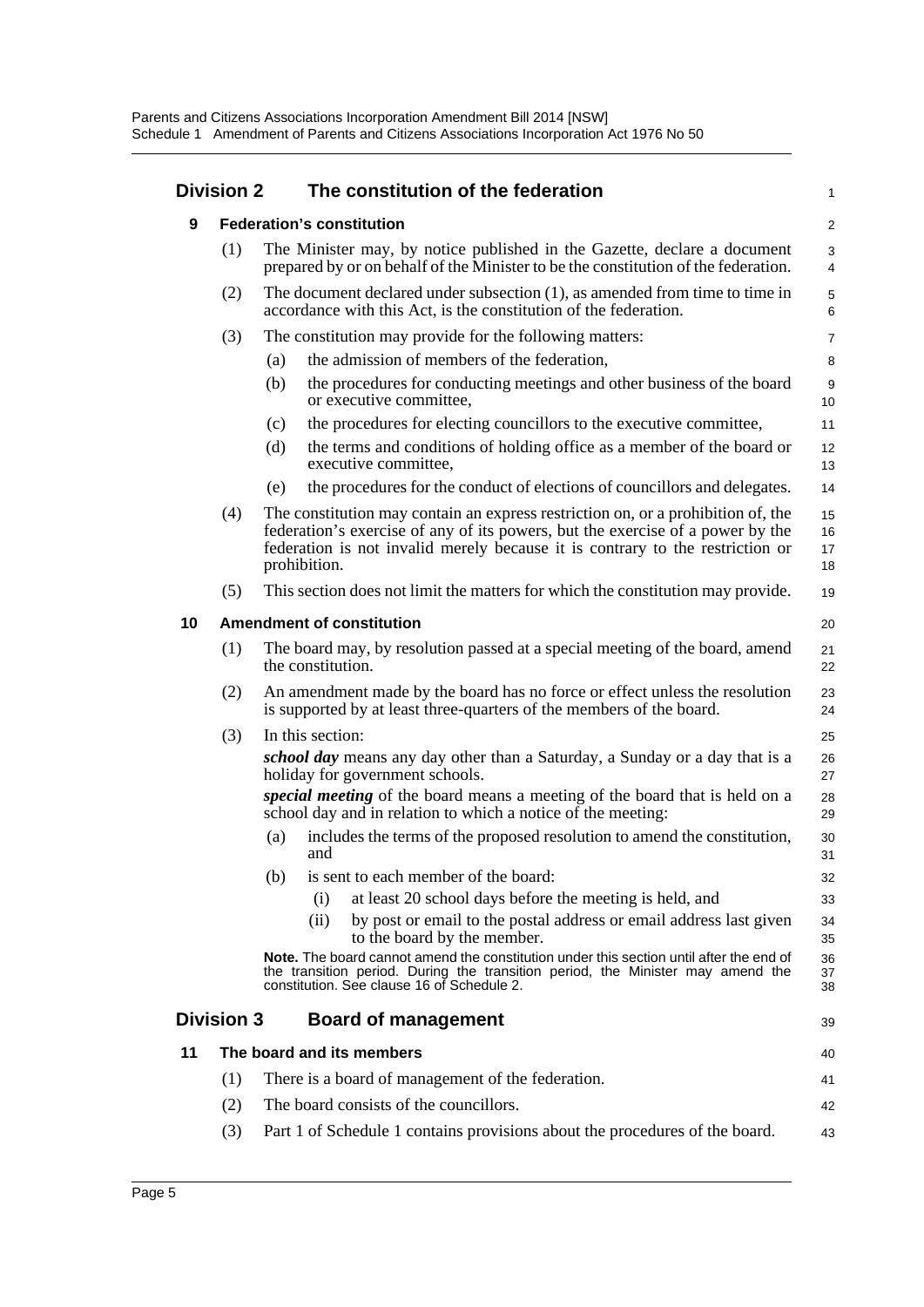## Division 2 The constitution of the federation

### 9 Federation's constitution

(1) The Minister may, by notice published in the Gazette, declare a document prepared by or on behalf of the Minister to be the constitution of the federation.

(2) The document declared under subsection (1), as amended from time to time in accordance with this Act, is the constitution of the federation.

(3) The constitution may provide for the following matters:

- (a) the admission of members of the federation,
- (b) the procedures for conducting meetings and other business of the board or executive committee,
- (c) the procedures for electing councillors to the executive committee,
- (d) the terms and conditions of holding office as a member of the board or executive committee,
- (e) the procedures for the conduct of elections of councillors and delegates.

(4) The constitution may contain an express restriction on, or a prohibition of, the federation's exercise of any of its powers, but the exercise of a power by the federation is not invalid merely because it is contrary to the restriction or prohibition.

(5) This section does not limit the matters for which the constitution may provide.

### 10 Amendment of constitution

(1) The board may, by resolution passed at a special meeting of the board, amend the constitution.

(2) An amendment made by the board has no force or effect unless the resolution is supported by at least three-quarters of the members of the board.

(3) In this section:

***school day*** means any day other than a Saturday, a Sunday or a day that is a holiday for government schools.

***special meeting*** of the board means a meeting of the board that is held on a school day and in relation to which a notice of the meeting:

- (a) includes the terms of the proposed resolution to amend the constitution, and
- (b) is sent to each member of the board:
  - (i) at least 20 school days before the meeting is held, and
  - (ii) by post or email to the postal address or email address last given to the board by the member.

**Note.** The board cannot amend the constitution under this section until after the end of the transition period. During the transition period, the Minister may amend the constitution. See clause 16 of Schedule 2.

## Division 3 Board of management

### 11 The board and its members

(1) There is a board of management of the federation.

(2) The board consists of the councillors.

(3) Part 1 of Schedule 1 contains provisions about the procedures of the board.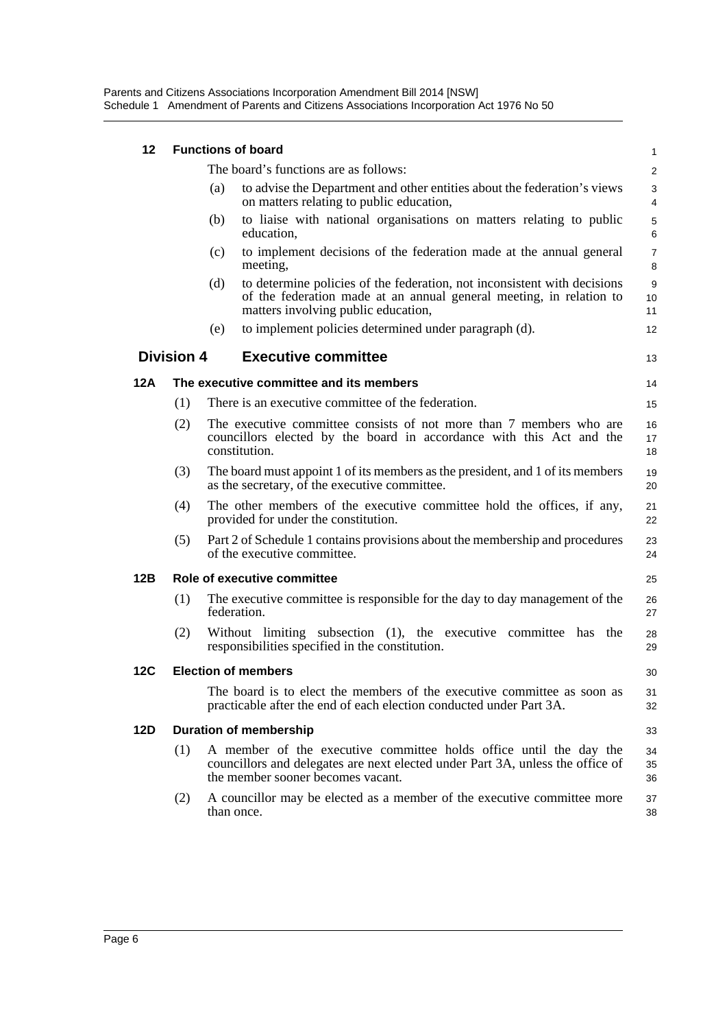### 12 Functions of board

The board's functions are as follows:

(a) to advise the Department and other entities about the federation's views on matters relating to public education,

(b) to liaise with national organisations on matters relating to public education,

(c) to implement decisions of the federation made at the annual general meeting,

(d) to determine policies of the federation, not inconsistent with decisions of the federation made at an annual general meeting, in relation to matters involving public education,

(e) to implement policies determined under paragraph (d).

## Division 4 Executive committee

### 12A The executive committee and its members

(1) There is an executive committee of the federation.

(2) The executive committee consists of not more than 7 members who are councillors elected by the board in accordance with this Act and the constitution.

(3) The board must appoint 1 of its members as the president, and 1 of its members as the secretary, of the executive committee.

(4) The other members of the executive committee hold the offices, if any, provided for under the constitution.

(5) Part 2 of Schedule 1 contains provisions about the membership and procedures of the executive committee.

### 12B Role of executive committee

(1) The executive committee is responsible for the day to day management of the federation.

(2) Without limiting subsection (1), the executive committee has the responsibilities specified in the constitution.

### 12C Election of members

The board is to elect the members of the executive committee as soon as practicable after the end of each election conducted under Part 3A.

### 12D Duration of membership

(1) A member of the executive committee holds office until the day the councillors and delegates are next elected under Part 3A, unless the office of the member sooner becomes vacant.

(2) A councillor may be elected as a member of the executive committee more than once.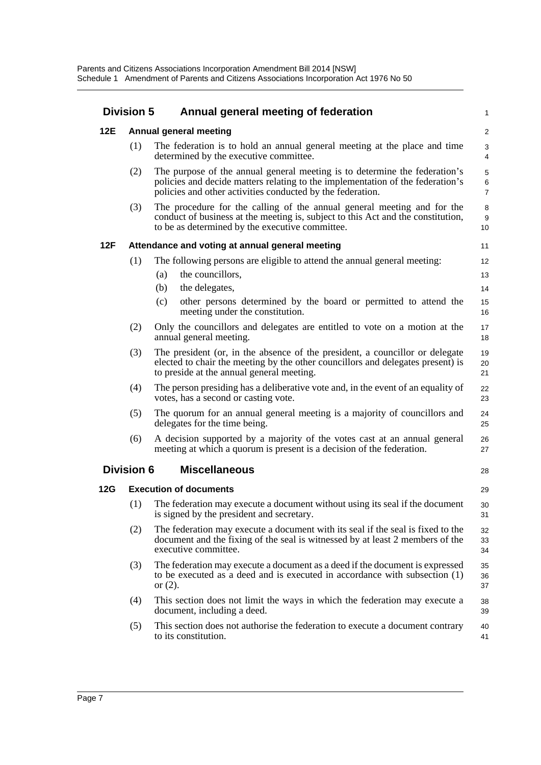## Division 5 Annual general meeting of federation

### 12E Annual general meeting

(1) The federation is to hold an annual general meeting at the place and time determined by the executive committee.

(2) The purpose of the annual general meeting is to determine the federation's policies and decide matters relating to the implementation of the federation's policies and other activities conducted by the federation.

(3) The procedure for the calling of the annual general meeting and for the conduct of business at the meeting is, subject to this Act and the constitution, to be as determined by the executive committee.

### 12F Attendance and voting at annual general meeting

(1) The following persons are eligible to attend the annual general meeting:

- (a) the councillors,
- (b) the delegates,
- (c) other persons determined by the board or permitted to attend the meeting under the constitution.

(2) Only the councillors and delegates are entitled to vote on a motion at the annual general meeting.

(3) The president (or, in the absence of the president, a councillor or delegate elected to chair the meeting by the other councillors and delegates present) is to preside at the annual general meeting.

(4) The person presiding has a deliberative vote and, in the event of an equality of votes, has a second or casting vote.

(5) The quorum for an annual general meeting is a majority of councillors and delegates for the time being.

(6) A decision supported by a majority of the votes cast at an annual general meeting at which a quorum is present is a decision of the federation.

## Division 6 Miscellaneous

### 12G Execution of documents

(1) The federation may execute a document without using its seal if the document is signed by the president and secretary.

(2) The federation may execute a document with its seal if the seal is fixed to the document and the fixing of the seal is witnessed by at least 2 members of the executive committee.

(3) The federation may execute a document as a deed if the document is expressed to be executed as a deed and is executed in accordance with subsection (1) or (2).

(4) This section does not limit the ways in which the federation may execute a document, including a deed.

(5) This section does not authorise the federation to execute a document contrary to its constitution.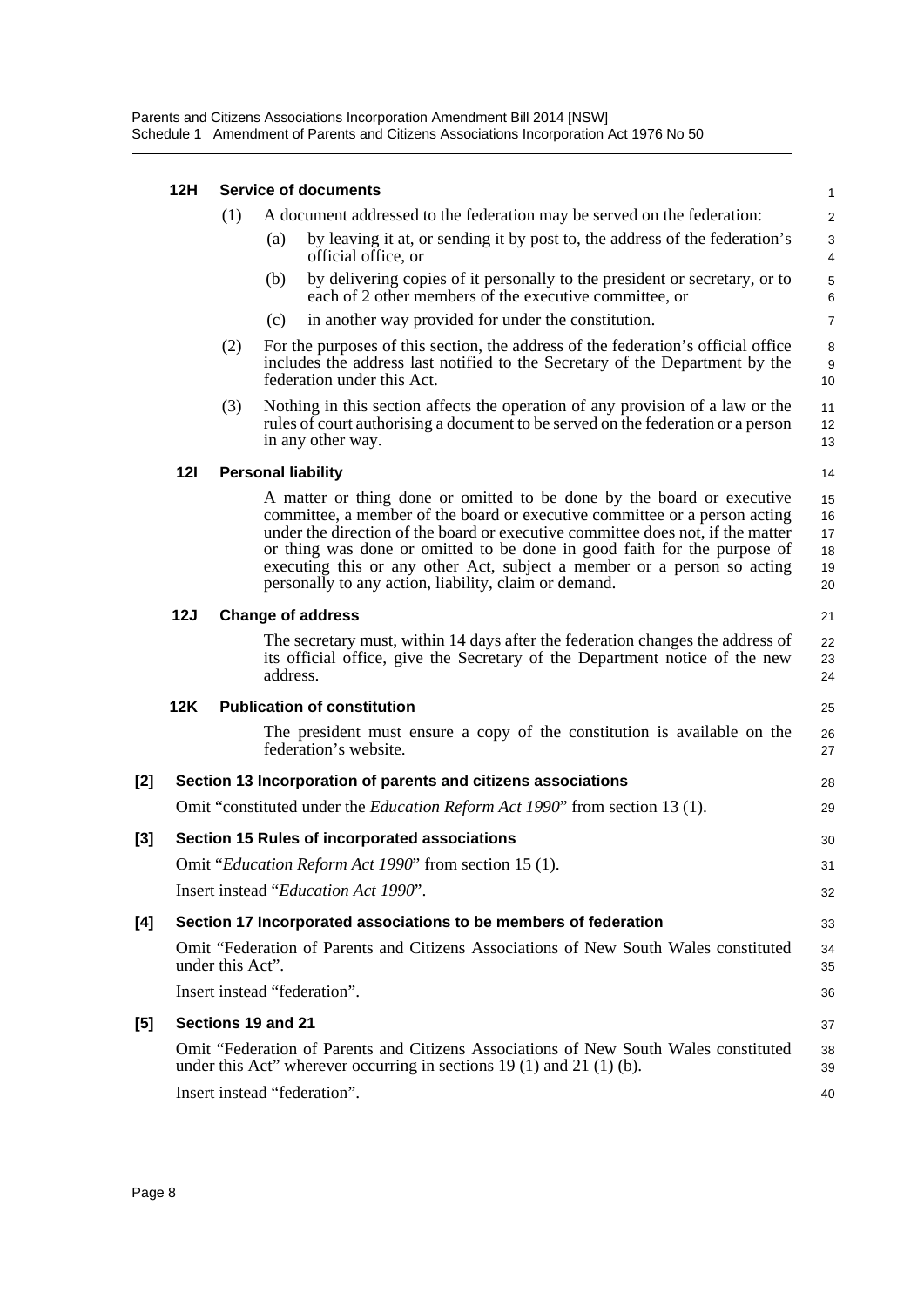#### 12H Service of documents

(1) A document addressed to the federation may be served on the federation:

(a) by leaving it at, or sending it by post to, the address of the federation's official office, or

(b) by delivering copies of it personally to the president or secretary, or to each of 2 other members of the executive committee, or

(c) in another way provided for under the constitution.

(2) For the purposes of this section, the address of the federation's official office includes the address last notified to the Secretary of the Department by the federation under this Act.

(3) Nothing in this section affects the operation of any provision of a law or the rules of court authorising a document to be served on the federation or a person in any other way.

#### 12I Personal liability

A matter or thing done or omitted to be done by the board or executive committee, a member of the board or executive committee or a person acting under the direction of the board or executive committee does not, if the matter or thing was done or omitted to be done in good faith for the purpose of executing this or any other Act, subject a member or a person so acting personally to any action, liability, claim or demand.

#### 12J Change of address

The secretary must, within 14 days after the federation changes the address of its official office, give the Secretary of the Department notice of the new address.

#### 12K Publication of constitution

The president must ensure a copy of the constitution is available on the federation's website.

### [2] Section 13 Incorporation of parents and citizens associations

Omit "constituted under the *Education Reform Act 1990*" from section 13 (1).

### [3] Section 15 Rules of incorporated associations

Omit "*Education Reform Act 1990*" from section 15 (1).

Insert instead "*Education Act 1990*".

### [4] Section 17 Incorporated associations to be members of federation

Omit "Federation of Parents and Citizens Associations of New South Wales constituted under this Act".

Insert instead "federation".

### [5] Sections 19 and 21

Omit "Federation of Parents and Citizens Associations of New South Wales constituted under this Act" wherever occurring in sections 19 (1) and 21 (1) (b).

Insert instead "federation".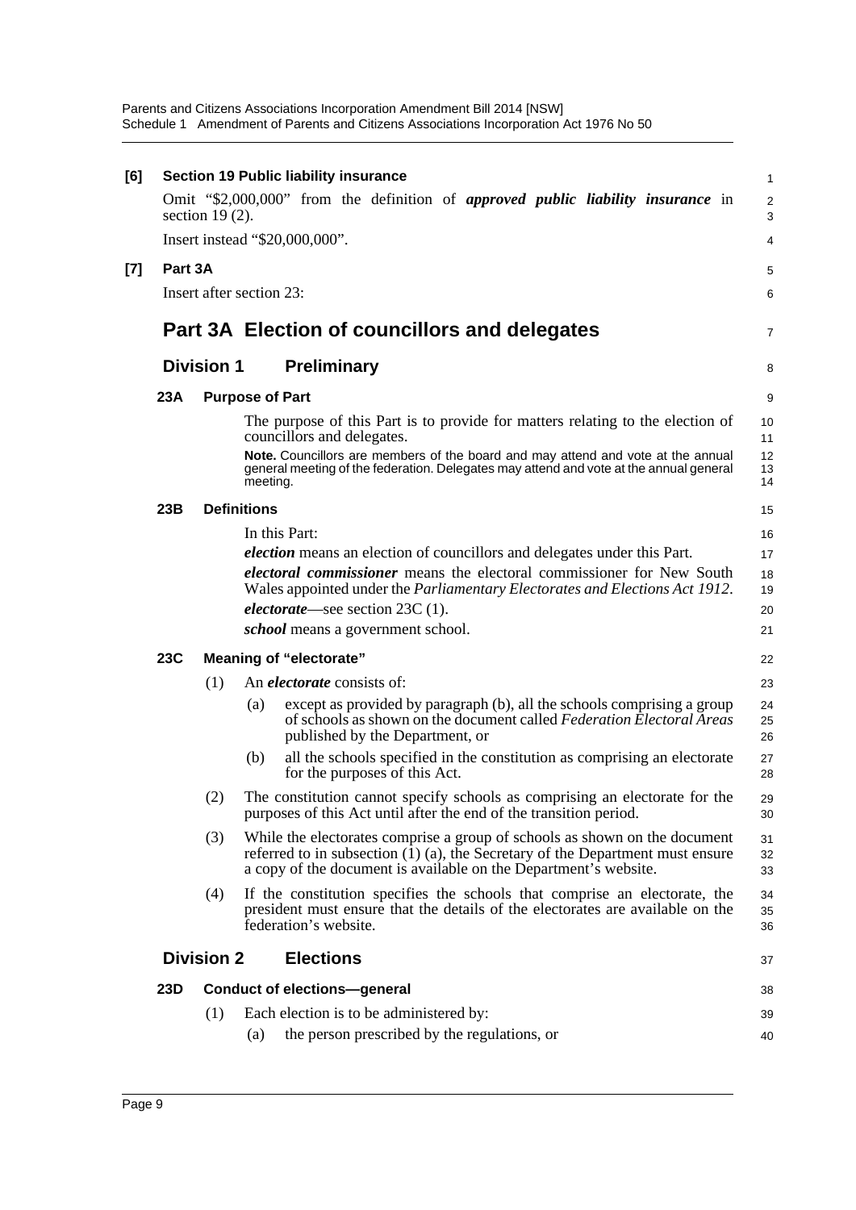**[6] Section 19 Public liability insurance**

Omit "$2,000,000" from the definition of ***approved public liability insurance*** in section 19 (2).

Insert instead "$20,000,000".

**[7] Part 3A**

Insert after section 23:

## Part 3A Election of councillors and delegates

### Division 1 Preliminary

**23A Purpose of Part**

The purpose of this Part is to provide for matters relating to the election of councillors and delegates.

**Note.** Councillors are members of the board and may attend and vote at the annual general meeting of the federation. Delegates may attend and vote at the annual general meeting.

**23B Definitions**

In this Part:

***election*** means an election of councillors and delegates under this Part.

***electoral commissioner*** means the electoral commissioner for New South Wales appointed under the *Parliamentary Electorates and Elections Act 1912*.

***electorate***—see section 23C (1).

***school*** means a government school.

**23C Meaning of "electorate"**

(1) An ***electorate*** consists of:

(a) except as provided by paragraph (b), all the schools comprising a group of schools as shown on the document called *Federation Electoral Areas* published by the Department, or

(b) all the schools specified in the constitution as comprising an electorate for the purposes of this Act.

(2) The constitution cannot specify schools as comprising an electorate for the purposes of this Act until after the end of the transition period.

(3) While the electorates comprise a group of schools as shown on the document referred to in subsection (1) (a), the Secretary of the Department must ensure a copy of the document is available on the Department's website.

(4) If the constitution specifies the schools that comprise an electorate, the president must ensure that the details of the electorates are available on the federation's website.

### Division 2 Elections

**23D Conduct of elections—general**

(1) Each election is to be administered by:

(a) the person prescribed by the regulations, or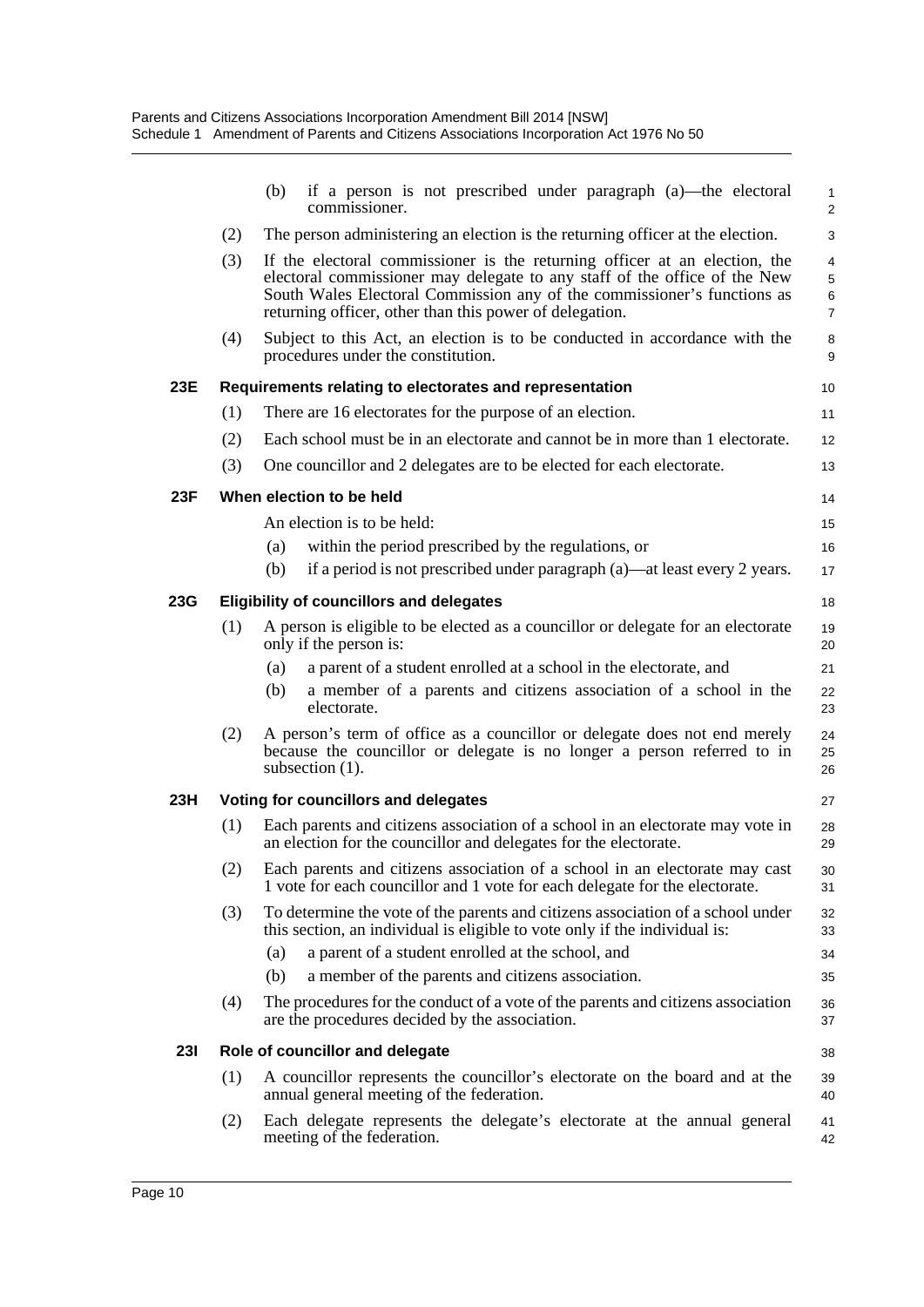(b) if a person is not prescribed under paragraph (a)—the electoral commissioner.

(2) The person administering an election is the returning officer at the election.

(3) If the electoral commissioner is the returning officer at an election, the electoral commissioner may delegate to any staff of the office of the New South Wales Electoral Commission any of the commissioner's functions as returning officer, other than this power of delegation.

(4) Subject to this Act, an election is to be conducted in accordance with the procedures under the constitution.

### 23E Requirements relating to electorates and representation

(1) There are 16 electorates for the purpose of an election.

(2) Each school must be in an electorate and cannot be in more than 1 electorate.

(3) One councillor and 2 delegates are to be elected for each electorate.

### 23F When election to be held

An election is to be held:

(a) within the period prescribed by the regulations, or

(b) if a period is not prescribed under paragraph (a)—at least every 2 years.

### 23G Eligibility of councillors and delegates

(1) A person is eligible to be elected as a councillor or delegate for an electorate only if the person is:

(a) a parent of a student enrolled at a school in the electorate, and

(b) a member of a parents and citizens association of a school in the electorate.

(2) A person's term of office as a councillor or delegate does not end merely because the councillor or delegate is no longer a person referred to in subsection (1).

### 23H Voting for councillors and delegates

(1) Each parents and citizens association of a school in an electorate may vote in an election for the councillor and delegates for the electorate.

(2) Each parents and citizens association of a school in an electorate may cast 1 vote for each councillor and 1 vote for each delegate for the electorate.

(3) To determine the vote of the parents and citizens association of a school under this section, an individual is eligible to vote only if the individual is:

(a) a parent of a student enrolled at the school, and

(b) a member of the parents and citizens association.

(4) The procedures for the conduct of a vote of the parents and citizens association are the procedures decided by the association.

### 23I Role of councillor and delegate

(1) A councillor represents the councillor's electorate on the board and at the annual general meeting of the federation.

(2) Each delegate represents the delegate's electorate at the annual general meeting of the federation.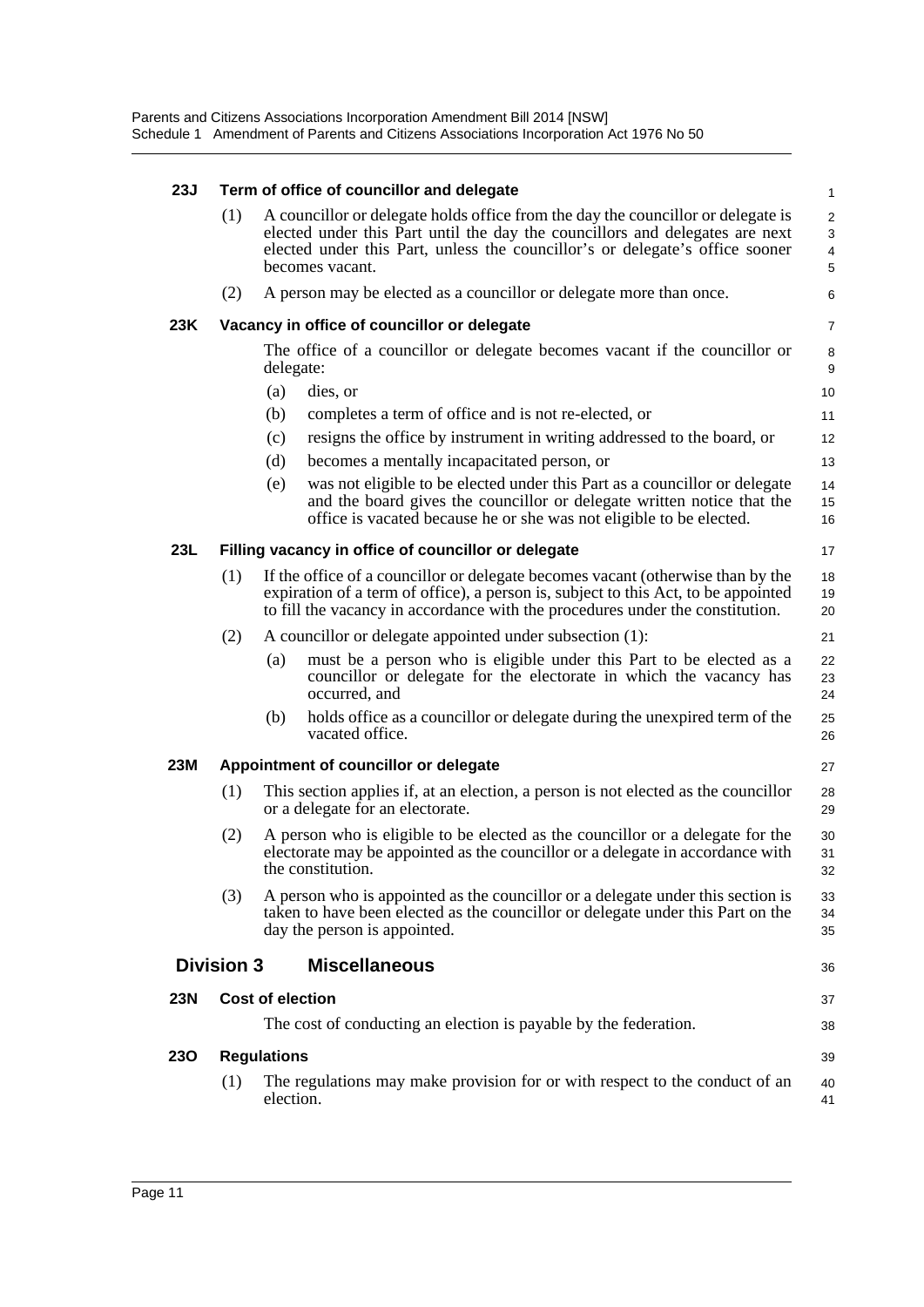### 23J Term of office of councillor and delegate

(1) A councillor or delegate holds office from the day the councillor or delegate is elected under this Part until the day the councillors and delegates are next elected under this Part, unless the councillor's or delegate's office sooner becomes vacant.

(2) A person may be elected as a councillor or delegate more than once.

### 23K Vacancy in office of councillor or delegate

The office of a councillor or delegate becomes vacant if the councillor or delegate:

(a) dies, or

(b) completes a term of office and is not re-elected, or

(c) resigns the office by instrument in writing addressed to the board, or

(d) becomes a mentally incapacitated person, or

(e) was not eligible to be elected under this Part as a councillor or delegate and the board gives the councillor or delegate written notice that the office is vacated because he or she was not eligible to be elected.

### 23L Filling vacancy in office of councillor or delegate

(1) If the office of a councillor or delegate becomes vacant (otherwise than by the expiration of a term of office), a person is, subject to this Act, to be appointed to fill the vacancy in accordance with the procedures under the constitution.

(2) A councillor or delegate appointed under subsection (1):

(a) must be a person who is eligible under this Part to be elected as a councillor or delegate for the electorate in which the vacancy has occurred, and

(b) holds office as a councillor or delegate during the unexpired term of the vacated office.

### 23M Appointment of councillor or delegate

(1) This section applies if, at an election, a person is not elected as the councillor or a delegate for an electorate.

(2) A person who is eligible to be elected as the councillor or a delegate for the electorate may be appointed as the councillor or a delegate in accordance with the constitution.

(3) A person who is appointed as the councillor or a delegate under this section is taken to have been elected as the councillor or delegate under this Part on the day the person is appointed.

## Division 3 Miscellaneous

### 23N Cost of election

The cost of conducting an election is payable by the federation.

### 23O Regulations

(1) The regulations may make provision for or with respect to the conduct of an election.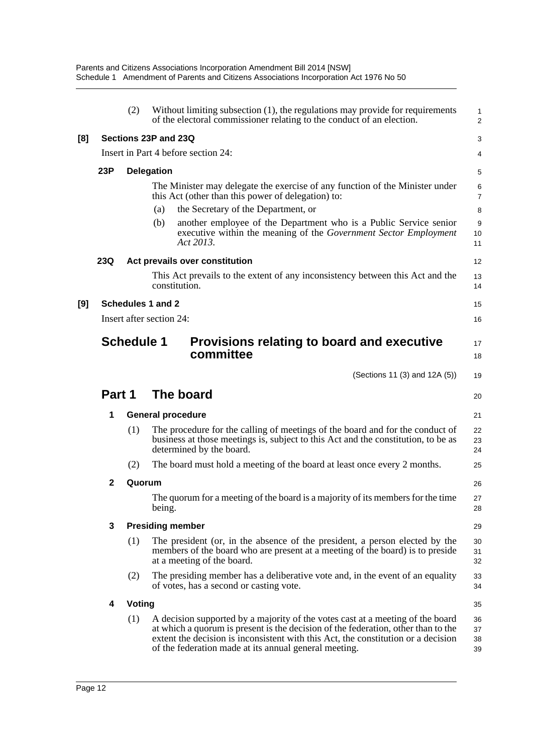(2) Without limiting subsection (1), the regulations may provide for requirements of the electoral commissioner relating to the conduct of an election.

**[8] Sections 23P and 23Q**

Insert in Part 4 before section 24:

**23P Delegation**

The Minister may delegate the exercise of any function of the Minister under this Act (other than this power of delegation) to:

(a) the Secretary of the Department, or

(b) another employee of the Department who is a Public Service senior executive within the meaning of the *Government Sector Employment Act 2013*.

**23Q Act prevails over constitution**

This Act prevails to the extent of any inconsistency between this Act and the constitution.

**[9] Schedules 1 and 2**

Insert after section 24:

# Schedule 1 Provisions relating to board and executive committee

(Sections 11 (3) and 12A (5))

## Part 1 The board

**1 General procedure**

(1) The procedure for the calling of meetings of the board and for the conduct of business at those meetings is, subject to this Act and the constitution, to be as determined by the board.

(2) The board must hold a meeting of the board at least once every 2 months.

**2 Quorum**

The quorum for a meeting of the board is a majority of its members for the time being.

**3 Presiding member**

(1) The president (or, in the absence of the president, a person elected by the members of the board who are present at a meeting of the board) is to preside at a meeting of the board.

(2) The presiding member has a deliberative vote and, in the event of an equality of votes, has a second or casting vote.

**4 Voting**

(1) A decision supported by a majority of the votes cast at a meeting of the board at which a quorum is present is the decision of the federation, other than to the extent the decision is inconsistent with this Act, the constitution or a decision of the federation made at its annual general meeting.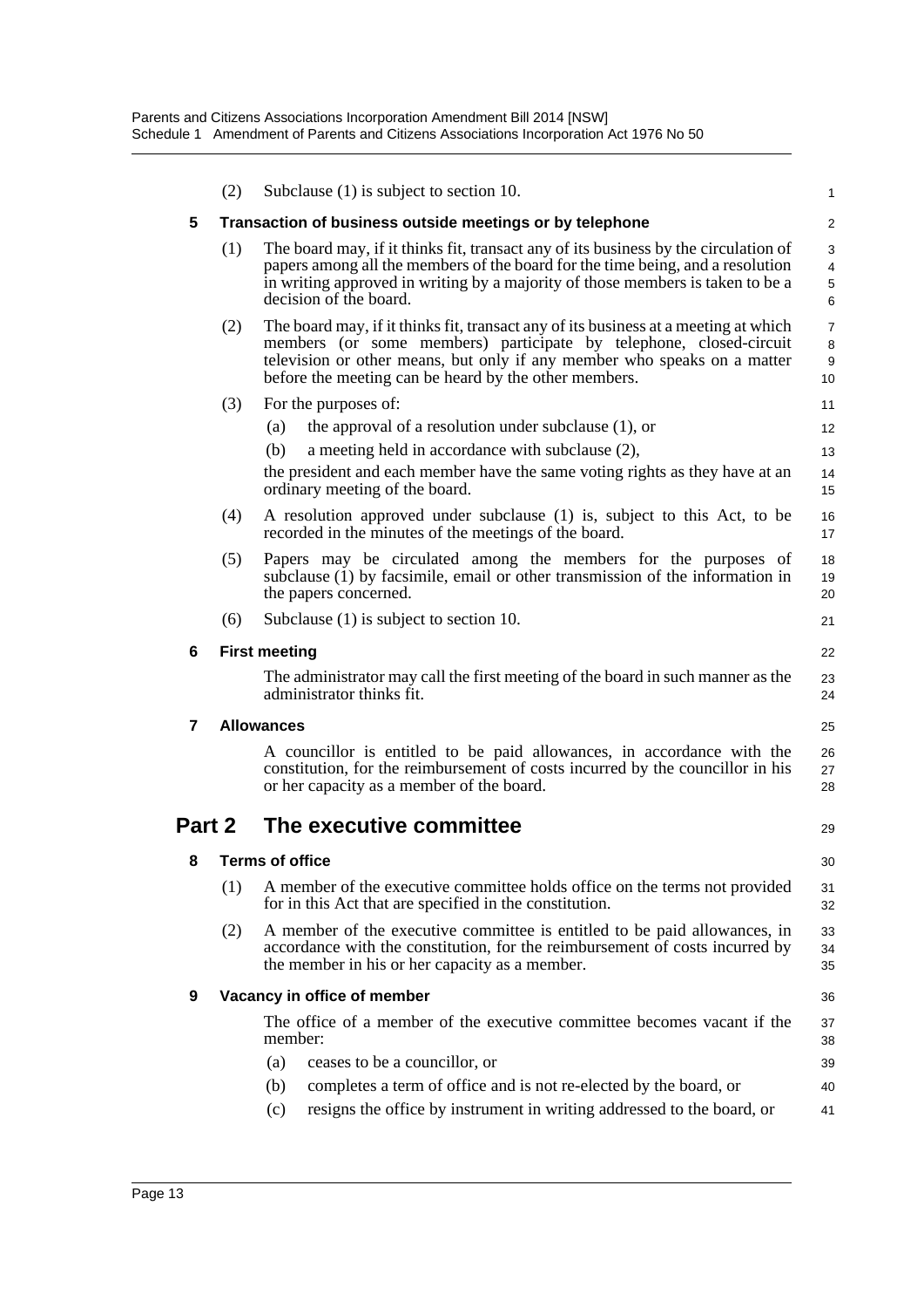(2) Subclause (1) is subject to section 10.

**5 Transaction of business outside meetings or by telephone**

(1) The board may, if it thinks fit, transact any of its business by the circulation of papers among all the members of the board for the time being, and a resolution in writing approved in writing by a majority of those members is taken to be a decision of the board.

(2) The board may, if it thinks fit, transact any of its business at a meeting at which members (or some members) participate by telephone, closed-circuit television or other means, but only if any member who speaks on a matter before the meeting can be heard by the other members.

(3) For the purposes of:

(a) the approval of a resolution under subclause (1), or

(b) a meeting held in accordance with subclause (2),

the president and each member have the same voting rights as they have at an ordinary meeting of the board.

(4) A resolution approved under subclause (1) is, subject to this Act, to be recorded in the minutes of the meetings of the board.

(5) Papers may be circulated among the members for the purposes of subclause (1) by facsimile, email or other transmission of the information in the papers concerned.

(6) Subclause (1) is subject to section 10.

**6 First meeting**

The administrator may call the first meeting of the board in such manner as the administrator thinks fit.

**7 Allowances**

A councillor is entitled to be paid allowances, in accordance with the constitution, for the reimbursement of costs incurred by the councillor in his or her capacity as a member of the board.

## Part 2 The executive committee

**8 Terms of office**

(1) A member of the executive committee holds office on the terms not provided for in this Act that are specified in the constitution.

(2) A member of the executive committee is entitled to be paid allowances, in accordance with the constitution, for the reimbursement of costs incurred by the member in his or her capacity as a member.

**9 Vacancy in office of member**

The office of a member of the executive committee becomes vacant if the member:

(a) ceases to be a councillor, or

(b) completes a term of office and is not re-elected by the board, or

(c) resigns the office by instrument in writing addressed to the board, or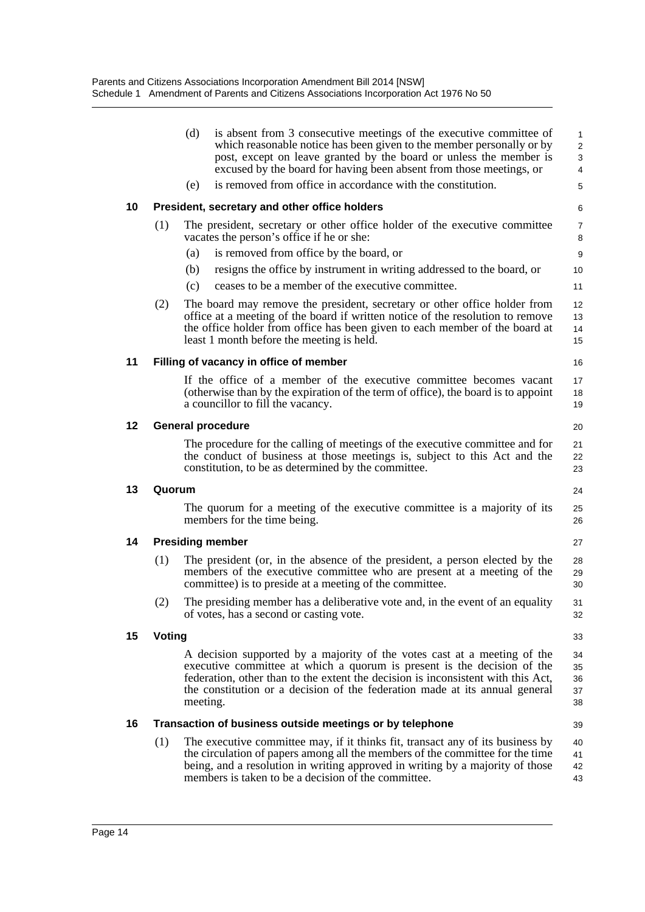(d) is absent from 3 consecutive meetings of the executive committee of which reasonable notice has been given to the member personally or by post, except on leave granted by the board or unless the member is excused by the board for having been absent from those meetings, or

(e) is removed from office in accordance with the constitution.

### 10 President, secretary and other office holders

(1) The president, secretary or other office holder of the executive committee vacates the person's office if he or she:

(a) is removed from office by the board, or

(b) resigns the office by instrument in writing addressed to the board, or

(c) ceases to be a member of the executive committee.

(2) The board may remove the president, secretary or other office holder from office at a meeting of the board if written notice of the resolution to remove the office holder from office has been given to each member of the board at least 1 month before the meeting is held.

### 11 Filling of vacancy in office of member

If the office of a member of the executive committee becomes vacant (otherwise than by the expiration of the term of office), the board is to appoint a councillor to fill the vacancy.

### 12 General procedure

The procedure for the calling of meetings of the executive committee and for the conduct of business at those meetings is, subject to this Act and the constitution, to be as determined by the committee.

### 13 Quorum

The quorum for a meeting of the executive committee is a majority of its members for the time being.

### 14 Presiding member

(1) The president (or, in the absence of the president, a person elected by the members of the executive committee who are present at a meeting of the committee) is to preside at a meeting of the committee.

(2) The presiding member has a deliberative vote and, in the event of an equality of votes, has a second or casting vote.

### 15 Voting

A decision supported by a majority of the votes cast at a meeting of the executive committee at which a quorum is present is the decision of the federation, other than to the extent the decision is inconsistent with this Act, the constitution or a decision of the federation made at its annual general meeting.

### 16 Transaction of business outside meetings or by telephone

(1) The executive committee may, if it thinks fit, transact any of its business by the circulation of papers among all the members of the committee for the time being, and a resolution in writing approved in writing by a majority of those members is taken to be a decision of the committee.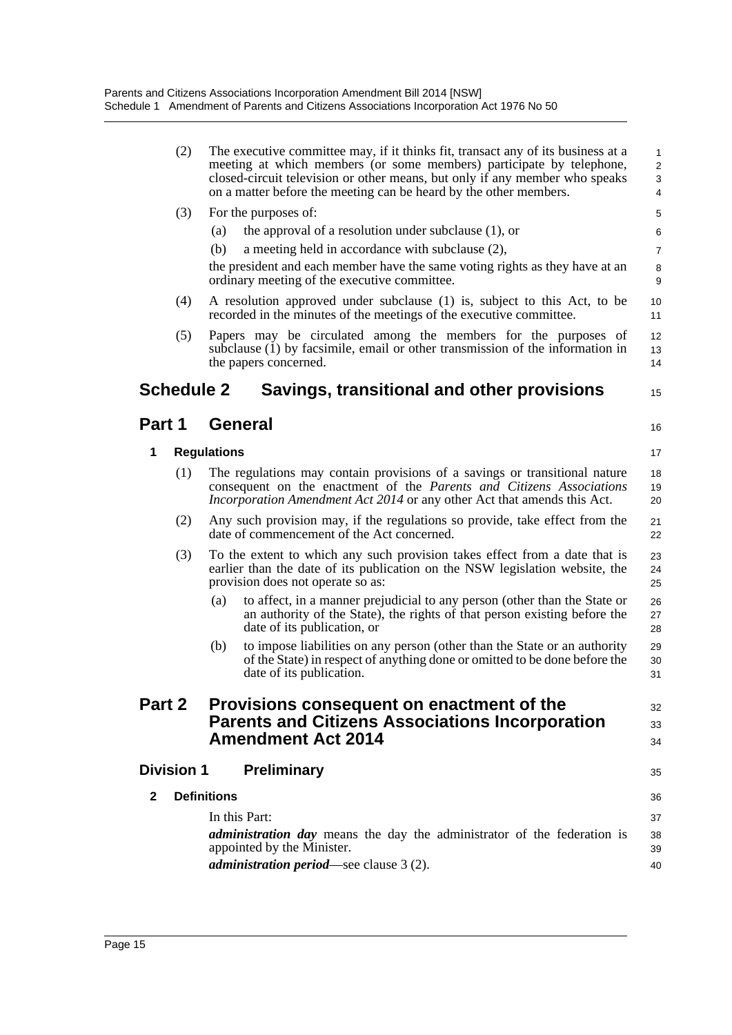(2) The executive committee may, if it thinks fit, transact any of its business at a meeting at which members (or some members) participate by telephone, closed-circuit television or other means, but only if any member who speaks on a matter before the meeting can be heard by the other members.

(3) For the purposes of:

(a) the approval of a resolution under subclause (1), or

(b) a meeting held in accordance with subclause (2),

the president and each member have the same voting rights as they have at an ordinary meeting of the executive committee.

(4) A resolution approved under subclause (1) is, subject to this Act, to be recorded in the minutes of the meetings of the executive committee.

(5) Papers may be circulated among the members for the purposes of subclause (1) by facsimile, email or other transmission of the information in the papers concerned.

# Schedule 2 Savings, transitional and other provisions

## Part 1 General

### 1 Regulations

(1) The regulations may contain provisions of a savings or transitional nature consequent on the enactment of the *Parents and Citizens Associations Incorporation Amendment Act 2014* or any other Act that amends this Act.

(2) Any such provision may, if the regulations so provide, take effect from the date of commencement of the Act concerned.

(3) To the extent to which any such provision takes effect from a date that is earlier than the date of its publication on the NSW legislation website, the provision does not operate so as:

(a) to affect, in a manner prejudicial to any person (other than the State or an authority of the State), the rights of that person existing before the date of its publication, or

(b) to impose liabilities on any person (other than the State or an authority of the State) in respect of anything done or omitted to be done before the date of its publication.

## Part 2 Provisions consequent on enactment of the Parents and Citizens Associations Incorporation Amendment Act 2014

### Division 1 Preliminary

### 2 Definitions

In this Part:

***administration day*** means the day the administrator of the federation is appointed by the Minister.

***administration period***—see clause 3 (2).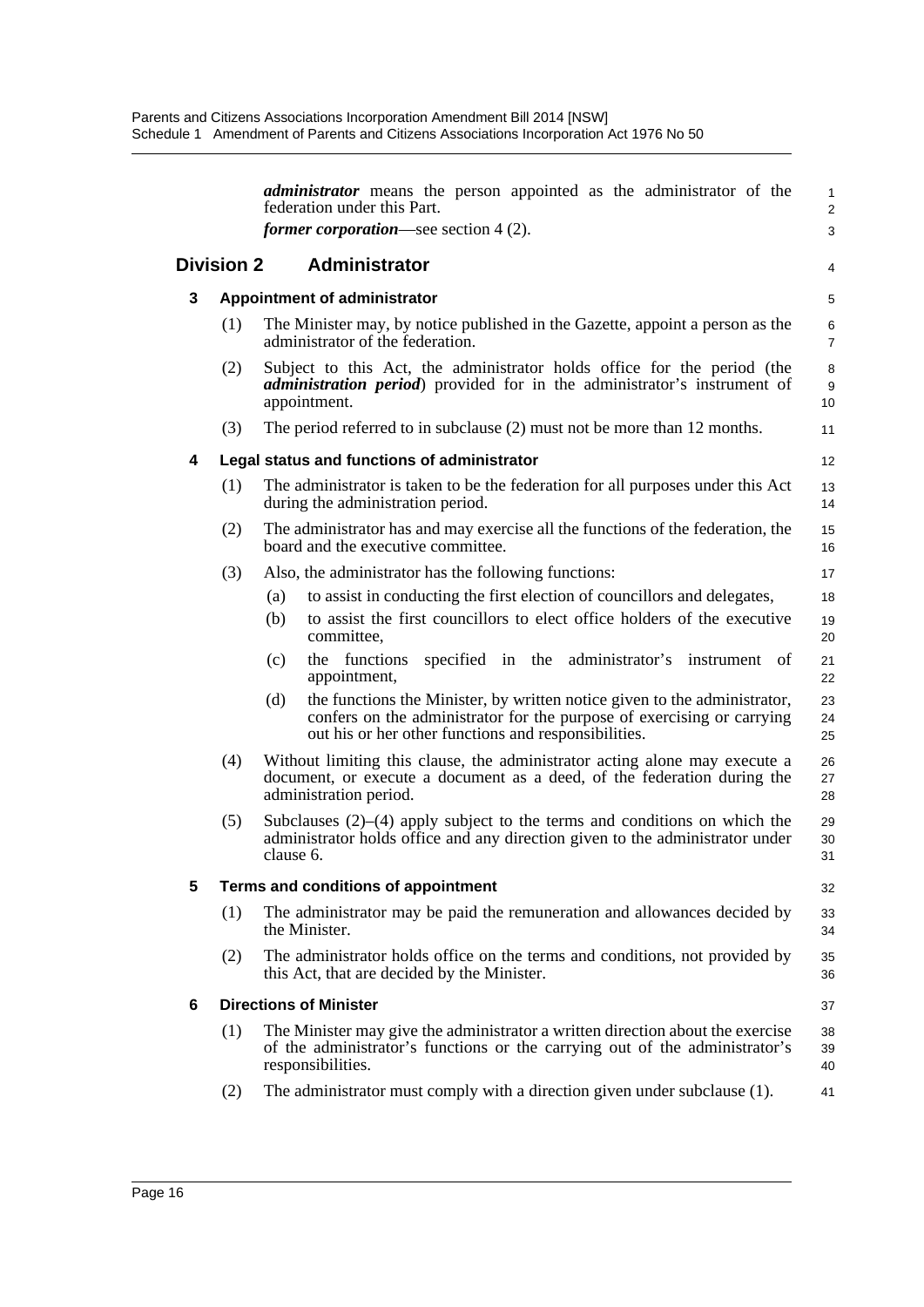***administrator*** means the person appointed as the administrator of the federation under this Part.

***former corporation***—see section 4 (2).

## Division 2 Administrator

### 3 Appointment of administrator

(1) The Minister may, by notice published in the Gazette, appoint a person as the administrator of the federation.

(2) Subject to this Act, the administrator holds office for the period (the ***administration period***) provided for in the administrator's instrument of appointment.

(3) The period referred to in subclause (2) must not be more than 12 months.

### 4 Legal status and functions of administrator

(1) The administrator is taken to be the federation for all purposes under this Act during the administration period.

(2) The administrator has and may exercise all the functions of the federation, the board and the executive committee.

(3) Also, the administrator has the following functions:

(a) to assist in conducting the first election of councillors and delegates,

(b) to assist the first councillors to elect office holders of the executive committee,

(c) the functions specified in the administrator's instrument of appointment,

(d) the functions the Minister, by written notice given to the administrator, confers on the administrator for the purpose of exercising or carrying out his or her other functions and responsibilities.

(4) Without limiting this clause, the administrator acting alone may execute a document, or execute a document as a deed, of the federation during the administration period.

(5) Subclauses (2)–(4) apply subject to the terms and conditions on which the administrator holds office and any direction given to the administrator under clause 6.

### 5 Terms and conditions of appointment

(1) The administrator may be paid the remuneration and allowances decided by the Minister.

(2) The administrator holds office on the terms and conditions, not provided by this Act, that are decided by the Minister.

### 6 Directions of Minister

(1) The Minister may give the administrator a written direction about the exercise of the administrator's functions or the carrying out of the administrator's responsibilities.

(2) The administrator must comply with a direction given under subclause (1).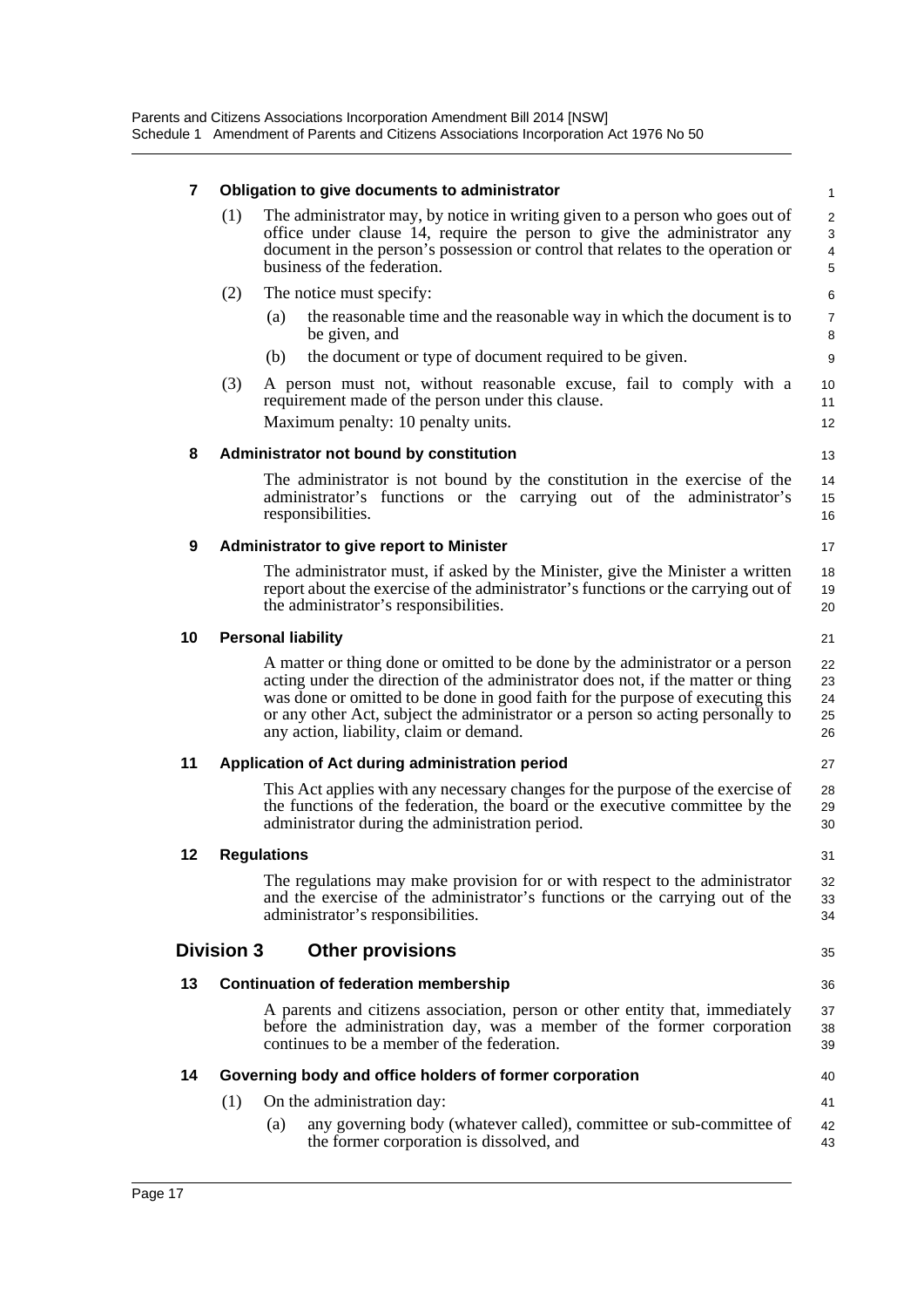**7 Obligation to give documents to administrator**

(1) The administrator may, by notice in writing given to a person who goes out of office under clause 14, require the person to give the administrator any document in the person's possession or control that relates to the operation or business of the federation.

(2) The notice must specify:

(a) the reasonable time and the reasonable way in which the document is to be given, and

(b) the document or type of document required to be given.

(3) A person must not, without reasonable excuse, fail to comply with a requirement made of the person under this clause.

Maximum penalty: 10 penalty units.

**8 Administrator not bound by constitution**

The administrator is not bound by the constitution in the exercise of the administrator's functions or the carrying out of the administrator's responsibilities.

**9 Administrator to give report to Minister**

The administrator must, if asked by the Minister, give the Minister a written report about the exercise of the administrator's functions or the carrying out of the administrator's responsibilities.

**10 Personal liability**

A matter or thing done or omitted to be done by the administrator or a person acting under the direction of the administrator does not, if the matter or thing was done or omitted to be done in good faith for the purpose of executing this or any other Act, subject the administrator or a person so acting personally to any action, liability, claim or demand.

**11 Application of Act during administration period**

This Act applies with any necessary changes for the purpose of the exercise of the functions of the federation, the board or the executive committee by the administrator during the administration period.

**12 Regulations**

The regulations may make provision for or with respect to the administrator and the exercise of the administrator's functions or the carrying out of the administrator's responsibilities.

## Division 3 Other provisions

**13 Continuation of federation membership**

A parents and citizens association, person or other entity that, immediately before the administration day, was a member of the former corporation continues to be a member of the federation.

**14 Governing body and office holders of former corporation**

(1) On the administration day:

(a) any governing body (whatever called), committee or sub-committee of the former corporation is dissolved, and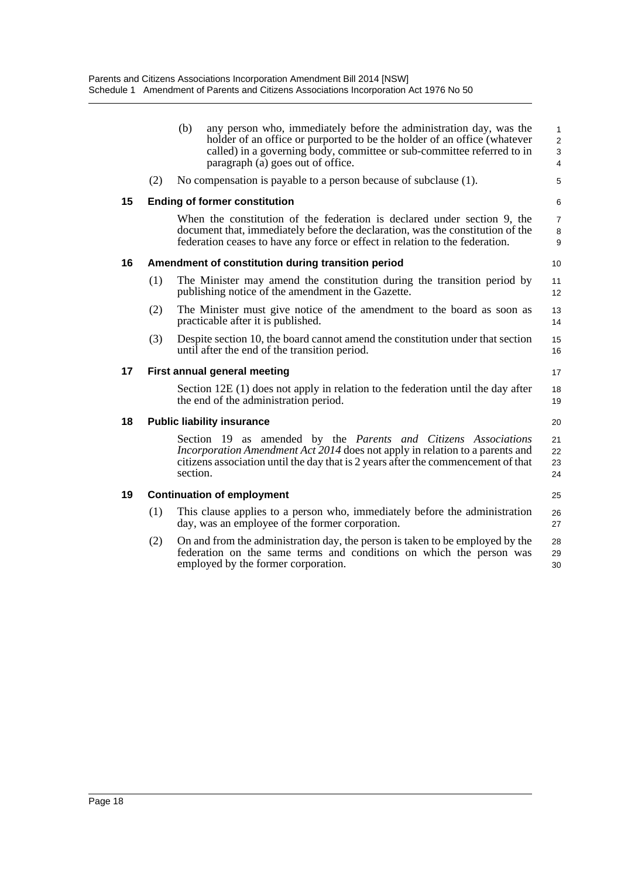(b) any person who, immediately before the administration day, was the holder of an office or purported to be the holder of an office (whatever called) in a governing body, committee or sub-committee referred to in paragraph (a) goes out of office.

(2) No compensation is payable to a person because of subclause (1).

### 15 Ending of former constitution

When the constitution of the federation is declared under section 9, the document that, immediately before the declaration, was the constitution of the federation ceases to have any force or effect in relation to the federation.

### 16 Amendment of constitution during transition period

(1) The Minister may amend the constitution during the transition period by publishing notice of the amendment in the Gazette.

(2) The Minister must give notice of the amendment to the board as soon as practicable after it is published.

(3) Despite section 10, the board cannot amend the constitution under that section until after the end of the transition period.

### 17 First annual general meeting

Section 12E (1) does not apply in relation to the federation until the day after the end of the administration period.

### 18 Public liability insurance

Section 19 as amended by the *Parents and Citizens Associations Incorporation Amendment Act 2014* does not apply in relation to a parents and citizens association until the day that is 2 years after the commencement of that section.

### 19 Continuation of employment

(1) This clause applies to a person who, immediately before the administration day, was an employee of the former corporation.

(2) On and from the administration day, the person is taken to be employed by the federation on the same terms and conditions on which the person was employed by the former corporation.